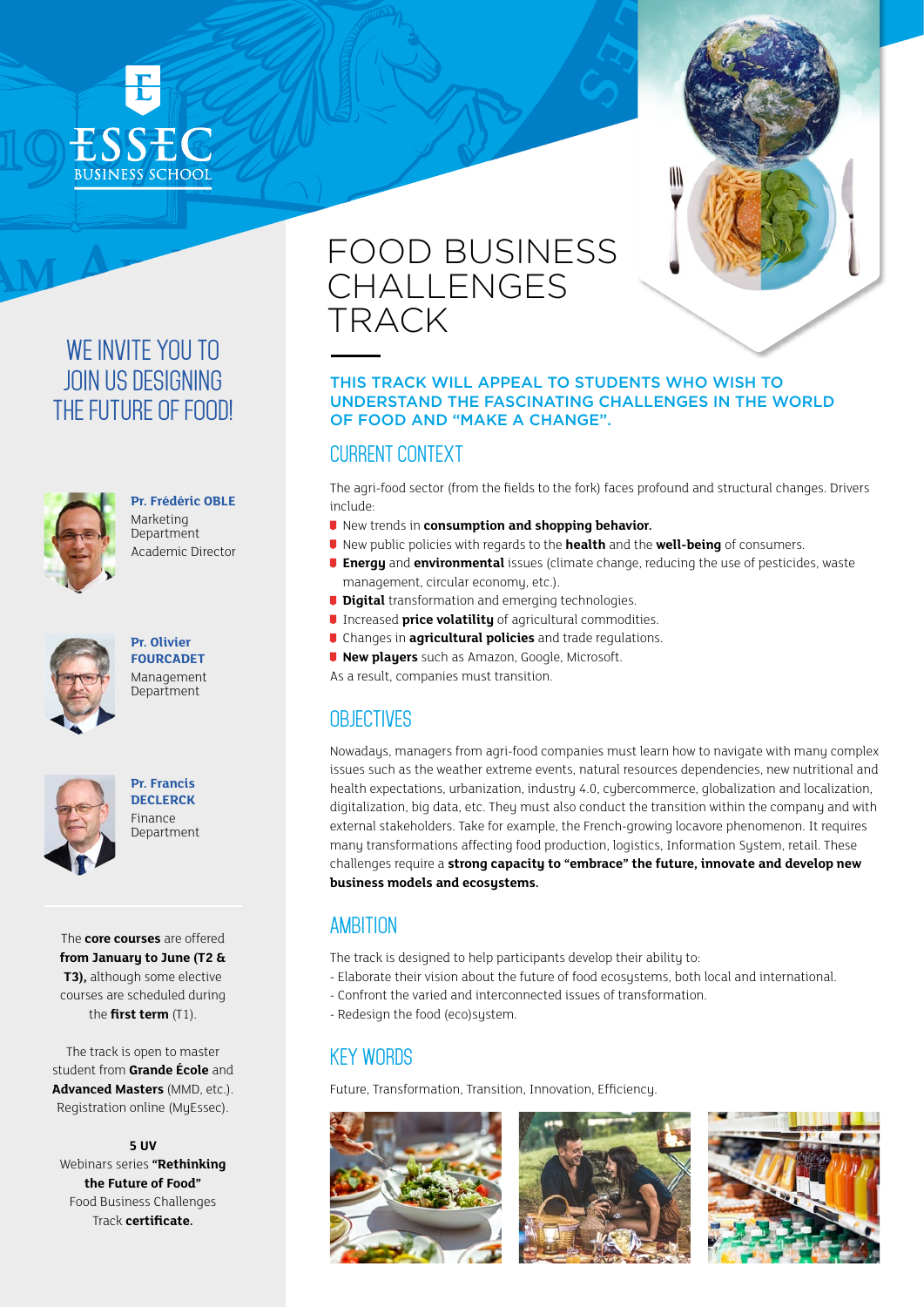ESSEC BUSINESS SCHOOL

# FOOD BUSINESS CHALLENGES TRACK

## WE INVITE YOU TO JOIN US DESIGNING THE FUTURE OF FOOD!

**Pr. Frédéric OBLE**
Marketing Department
Academic Director

**Pr. Olivier FOURCADET**
Management Department

**Pr. Francis DECLERCK**
Finance Department

The **core courses** are offered **from January to June (T2 & T3),** although some elective courses are scheduled during the **first term** (T1).

The track is open to master student from **Grande École** and **Advanced Masters** (MMD, etc.). Registration online (MyEssec).

**5 UV**
Webinars series **"Rethinking the Future of Food"**
Food Business Challenges Track **certificate.**

### THIS TRACK WILL APPEAL TO STUDENTS WHO WISH TO UNDERSTAND THE FASCINATING CHALLENGES IN THE WORLD OF FOOD AND "MAKE A CHANGE".

## CURRENT CONTEXT

The agri-food sector (from the fields to the fork) faces profound and structural changes. Drivers include:

- New trends in **consumption and shopping behavior.**
- New public policies with regards to the **health** and the **well-being** of consumers.
- **Energy** and **environmental** issues (climate change, reducing the use of pesticides, waste management, circular economy, etc.).
- **Digital** transformation and emerging technologies.
- Increased **price volatility** of agricultural commodities.
- Changes in **agricultural policies** and trade regulations.
- **New players** such as Amazon, Google, Microsoft.

As a result, companies must transition.

## OBJECTIVES

Nowadays, managers from agri-food companies must learn how to navigate with many complex issues such as the weather extreme events, natural resources dependencies, new nutritional and health expectations, urbanization, industry 4.0, cybercommerce, globalization and localization, digitalization, big data, etc. They must also conduct the transition within the company and with external stakeholders. Take for example, the French-growing locavore phenomenon. It requires many transformations affecting food production, logistics, Information System, retail. These challenges require a **strong capacity to "embrace" the future, innovate and develop new business models and ecosystems.**

## AMBITION

The track is designed to help participants develop their ability to:

- Elaborate their vision about the future of food ecosystems, both local and international.
- Confront the varied and interconnected issues of transformation.
- Redesign the food (eco)system.

## KEY WORDS

Future, Transformation, Transition, Innovation, Efficiency.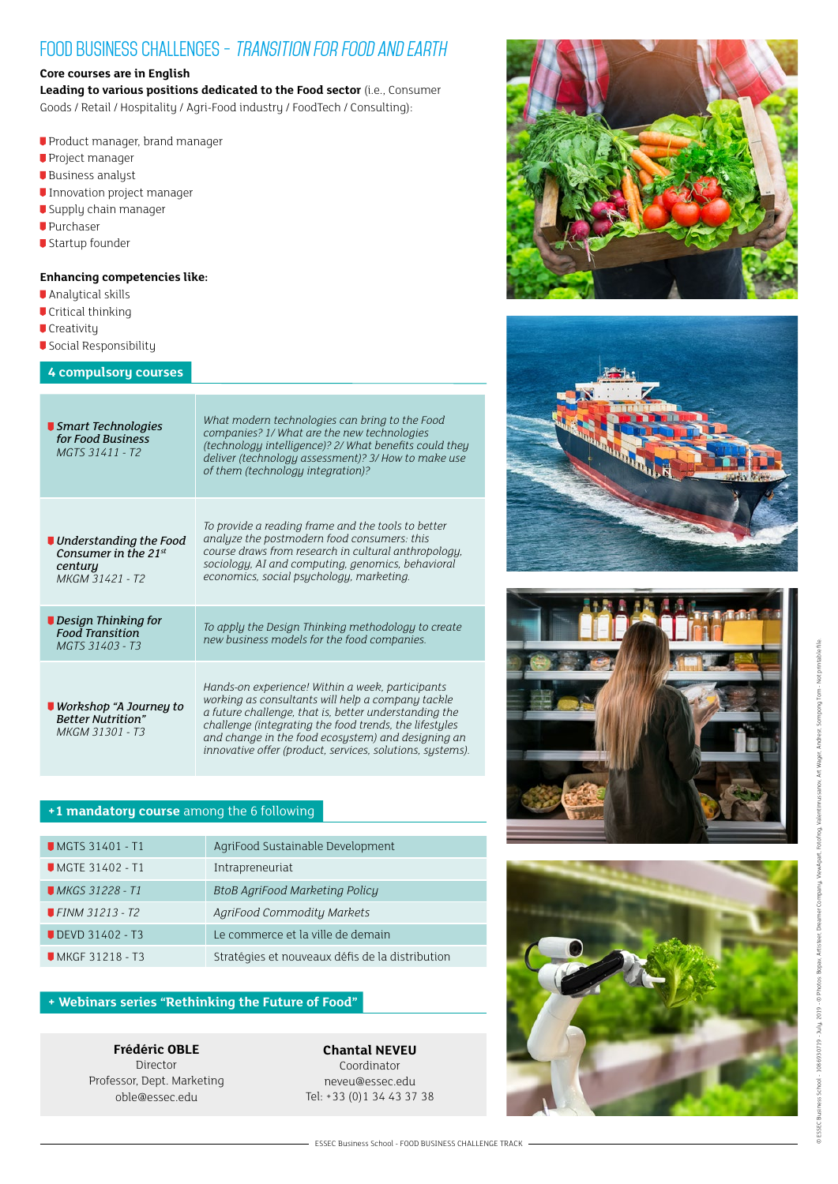# FOOD BUSINESS CHALLENGES - *TRANSITION FOR FOOD AND EARTH*

**Core courses are in English**

**Leading to various positions dedicated to the Food sector** (i.e., Consumer Goods / Retail / Hospitality / Agri-Food industry / FoodTech / Consulting):

- Product manager, brand manager
- Project manager
- Business analyst
- Innovation project manager
- Supply chain manager
- Purchaser
- Startup founder

**Enhancing competencies like:**

- Analytical skills
- Critical thinking
- Creativity
- Social Responsibility

## 4 compulsory courses

| | |
|---|---|
| ***Smart Technologies for Food Business*** *MGTS 31411 - T2* | *What modern technologies can bring to the Food companies? 1/ What are the new technologies (technology intelligence)? 2/ What benefits could they deliver (technology assessment)? 3/ How to make use of them (technology integration)?* |
| ***Understanding the Food Consumer in the 21st century*** *MKGM 31421 - T2* | *To provide a reading frame and the tools to better analyze the postmodern food consumers: this course draws from research in cultural anthropology, sociology, AI and computing, genomics, behavioral economics, social psychology, marketing.* |
| ***Design Thinking for Food Transition*** *MGTS 31403 - T3* | *To apply the Design Thinking methodology to create new business models for the food companies.* |
| ***Workshop "A Journey to Better Nutrition"*** *MKGM 31301 - T3* | *Hands-on experience! Within a week, participants working as consultants will help a company tackle a future challenge, that is, better understanding the challenge (integrating the food trends, the lifestyles and change in the food ecosystem) and designing an innovative offer (product, services, solutions, systems).* |

## +1 mandatory course among the 6 following

| | |
|---|---|
| MGTS 31401 - T1 | AgriFood Sustainable Development |
| MGTE 31402 - T1 | Intrapreneuriat |
| *MKGS 31228 - T1* | *BtoB AgriFood Marketing Policy* |
| *FINM 31213 - T2* | *AgriFood Commodity Markets* |
| DEVD 31402 - T3 | Le commerce et la ville de demain |
| MKGF 31218 - T3 | Stratégies et nouveaux défis de la distribution |

## + Webinars series "Rethinking the Future of Food"

**Frédéric OBLE**
Director
Professor, Dept. Marketing
oble@essec.edu

**Chantal NEVEU**
Coordinator
neveu@essec.edu
Tel: +33 (0)1 34 43 37 38

© ESSEC Business School - 10869307 19 - July 2019 - © Photos: Bigstock, Artistseet, Dreamer Company, ViewApart, Fotolog, Valentinrussanov, Art Wager, Andresr, Sompong Tom - Non printable file.